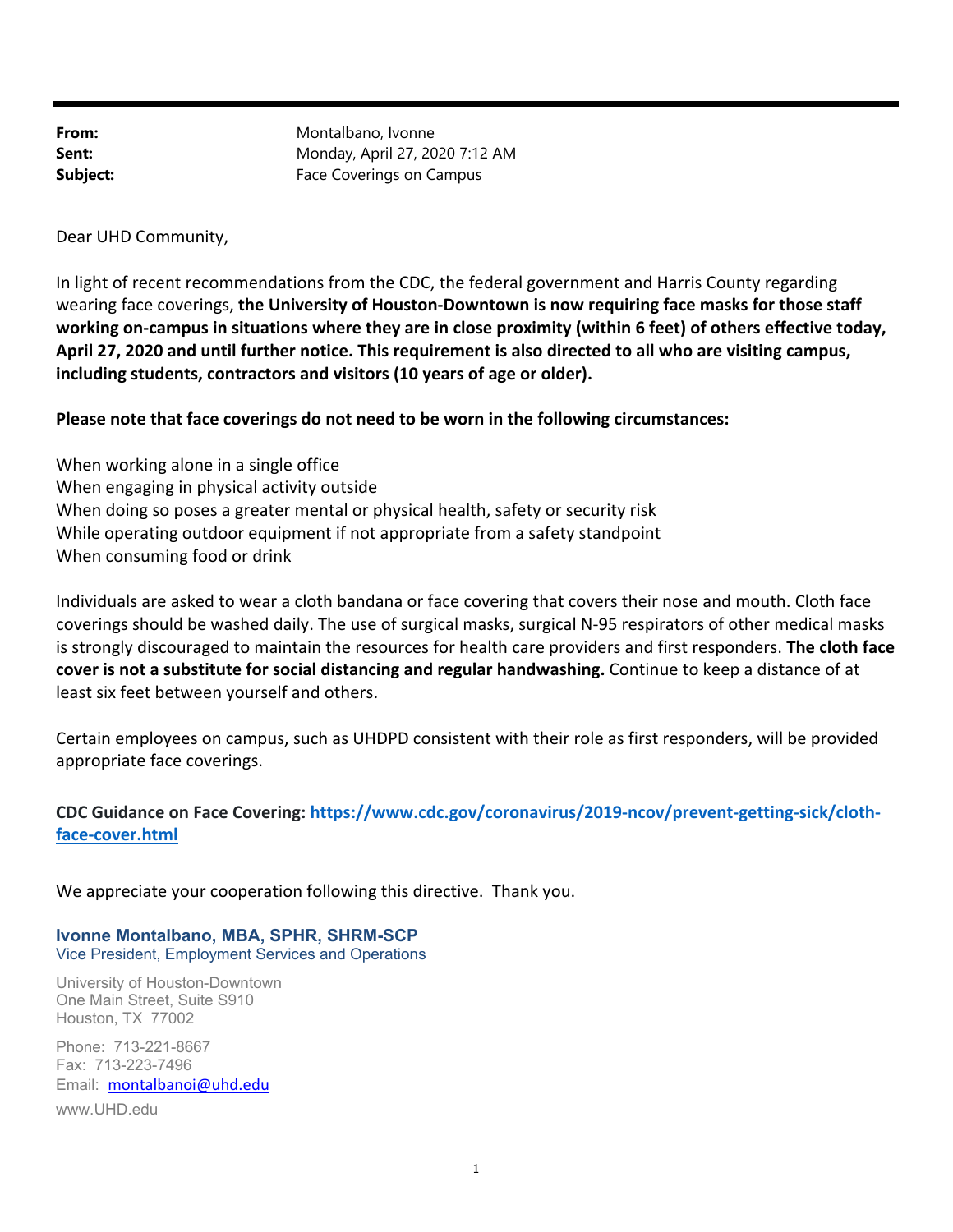**From:** Montalbano, Ivonne
**Sent:** Monday, April 27, 2020 7:12 AM
**Subject:** Face Coverings on Campus

Dear UHD Community,

In light of recent recommendations from the CDC, the federal government and Harris County regarding wearing face coverings, **the University of Houston-Downtown is now requiring face masks for those staff working on-campus in situations where they are in close proximity (within 6 feet) of others effective today, April 27, 2020 and until further notice. This requirement is also directed to all who are visiting campus, including students, contractors and visitors (10 years of age or older).**

**Please note that face coverings do not need to be worn in the following circumstances:**

When working alone in a single office
When engaging in physical activity outside
When doing so poses a greater mental or physical health, safety or security risk
While operating outdoor equipment if not appropriate from a safety standpoint
When consuming food or drink

Individuals are asked to wear a cloth bandana or face covering that covers their nose and mouth. Cloth face coverings should be washed daily. The use of surgical masks, surgical N-95 respirators of other medical masks is strongly discouraged to maintain the resources for health care providers and first responders. **The cloth face cover is not a substitute for social distancing and regular handwashing.** Continue to keep a distance of at least six feet between yourself and others.

Certain employees on campus, such as UHDPD consistent with their role as first responders, will be provided appropriate face coverings.

**CDC Guidance on Face Covering: [https://www.cdc.gov/coronavirus/2019-ncov/prevent-getting-sick/cloth-face-cover.html](https://www.cdc.gov/coronavirus/2019-ncov/prevent-getting-sick/cloth-face-cover.html)**

We appreciate your cooperation following this directive. Thank you.

**Ivonne Montalbano, MBA, SPHR, SHRM-SCP**
Vice President, Employment Services and Operations

University of Houston-Downtown
One Main Street, Suite S910
Houston, TX 77002

Phone: 713-221-8667
Fax: 713-223-7496
Email: montalbanoi@uhd.edu

www.UHD.edu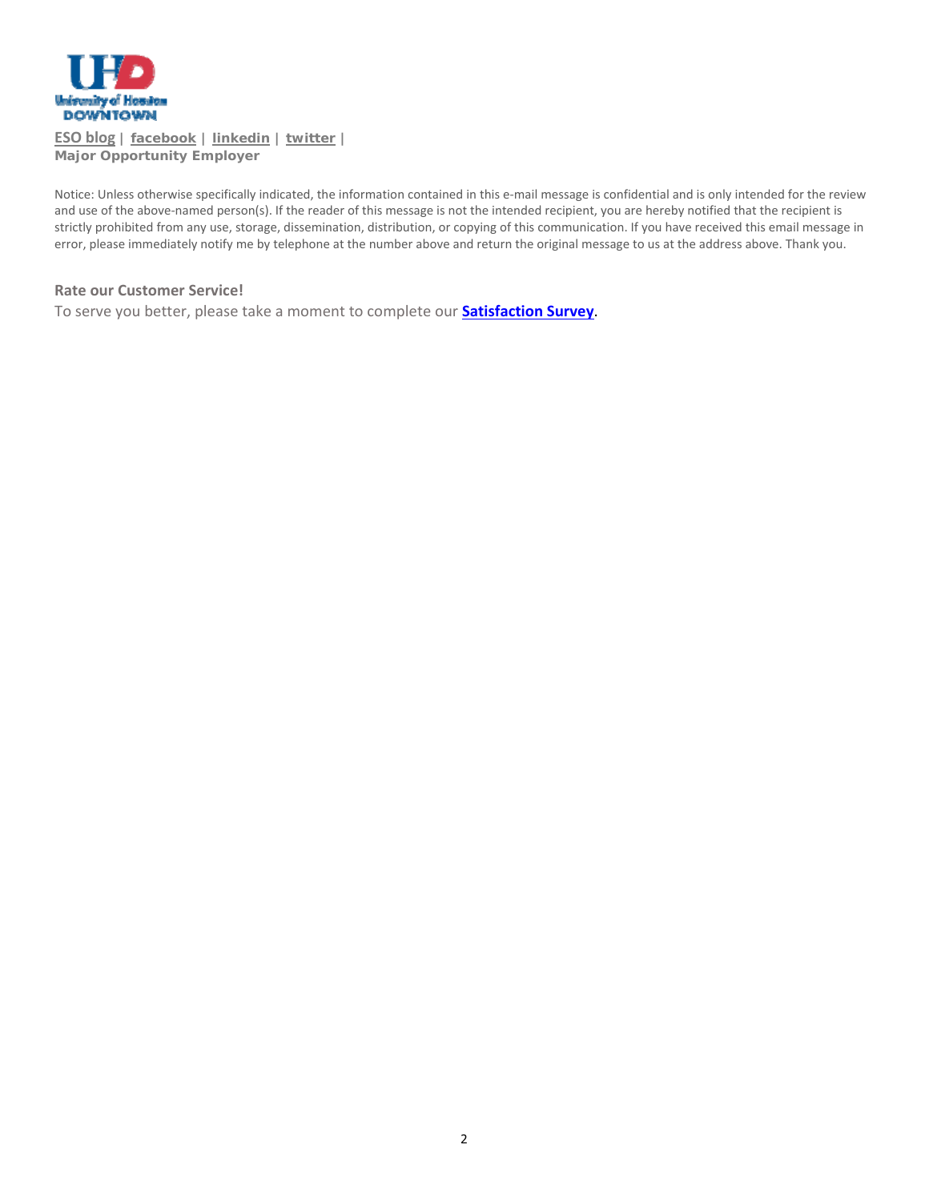[ESO blog](#) | [facebook](#) | [linkedin](#) | [twitter](#) |
**Major Opportunity Employer**

Notice: Unless otherwise specifically indicated, the information contained in this e-mail message is confidential and is only intended for the review and use of the above-named person(s). If the reader of this message is not the intended recipient, you are hereby notified that the recipient is strictly prohibited from any use, storage, dissemination, distribution, or copying of this communication. If you have received this email message in error, please immediately notify me by telephone at the number above and return the original message to us at the address above. Thank you.

**Rate our Customer Service!**
To serve you better, please take a moment to complete our **[Satisfaction Survey](#)**.